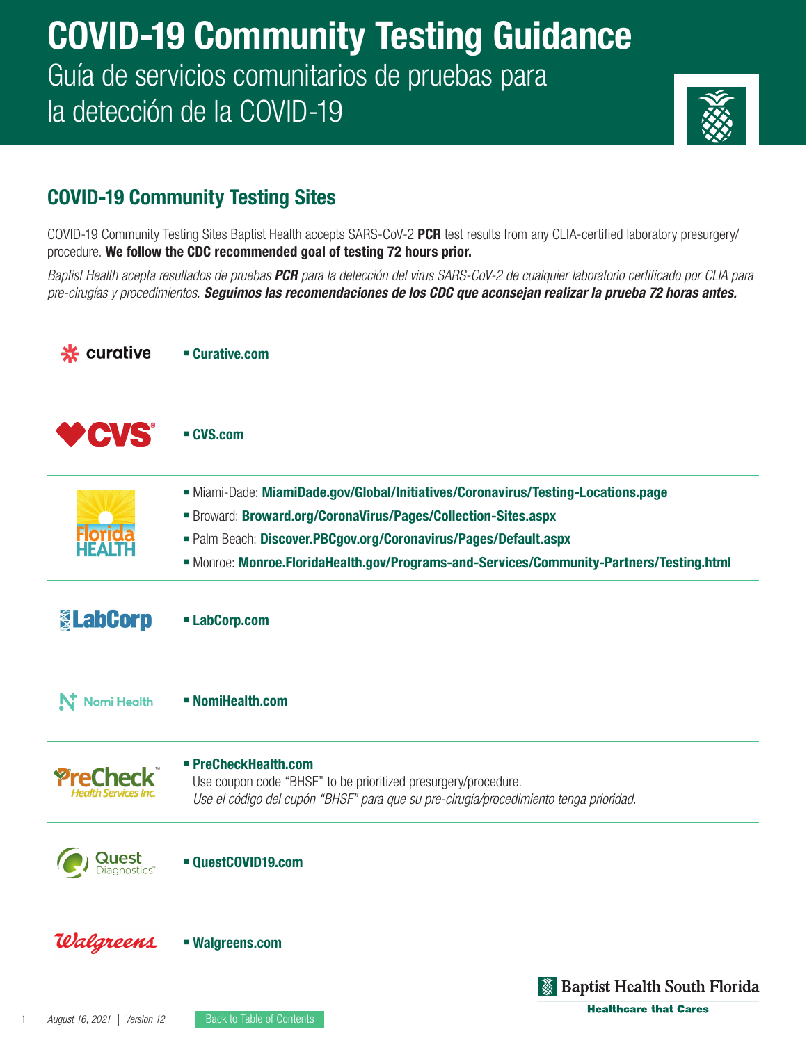# COVID-19 Community Testing Guidance

Guía de servicios comunitarios de pruebas para la detección de la COVID-19

## COVID-19 Community Testing Sites

COVID-19 Community Testing Sites Baptist Health accepts SARS-CoV-2 **PCR** test results from any CLIA-certified laboratory presurgery/procedure. **We follow the CDC recommended goal of testing 72 hours prior.**

*Baptist Health acepta resultados de pruebas **PCR** para la detección del virus SARS-CoV-2 de cualquier laboratorio certificado por CLIA para pre-cirugías y procedimientos. **Seguimos las recomendaciones de los CDC que aconsejan realizar la prueba 72 horas antes.***

| | |
|---|---|
| curative | - **Curative.com** |
| CVS | - **CVS.com** |
| Florida HEALTH | - Miami-Dade: **MiamiDade.gov/Global/Initiatives/Coronavirus/Testing-Locations.page**<br>- Broward: **Broward.org/CoronaVirus/Pages/Collection-Sites.aspx**<br>- Palm Beach: **Discover.PBCgov.org/Coronavirus/Pages/Default.aspx**<br>- Monroe: **Monroe.FloridaHealth.gov/Programs-and-Services/Community-Partners/Testing.html** |
| LabCorp | - **LabCorp.com** |
| Nomi Health | - **NomiHealth.com** |
| PreCheck Health Services Inc. | - **PreCheckHealth.com**<br>Use coupon code "BHSF" to be prioritized presurgery/procedure.<br>*Use el código del cupón "BHSF" para que su pre-cirugía/procedimiento tenga prioridad.* |
| Quest Diagnostics | - **QuestCOVID19.com** |
| Walgreens | - **Walgreens.com** |

Baptist Health South Florida

Healthcare that Cares

August 16, 2021 | Version 12

Back to Table of Contents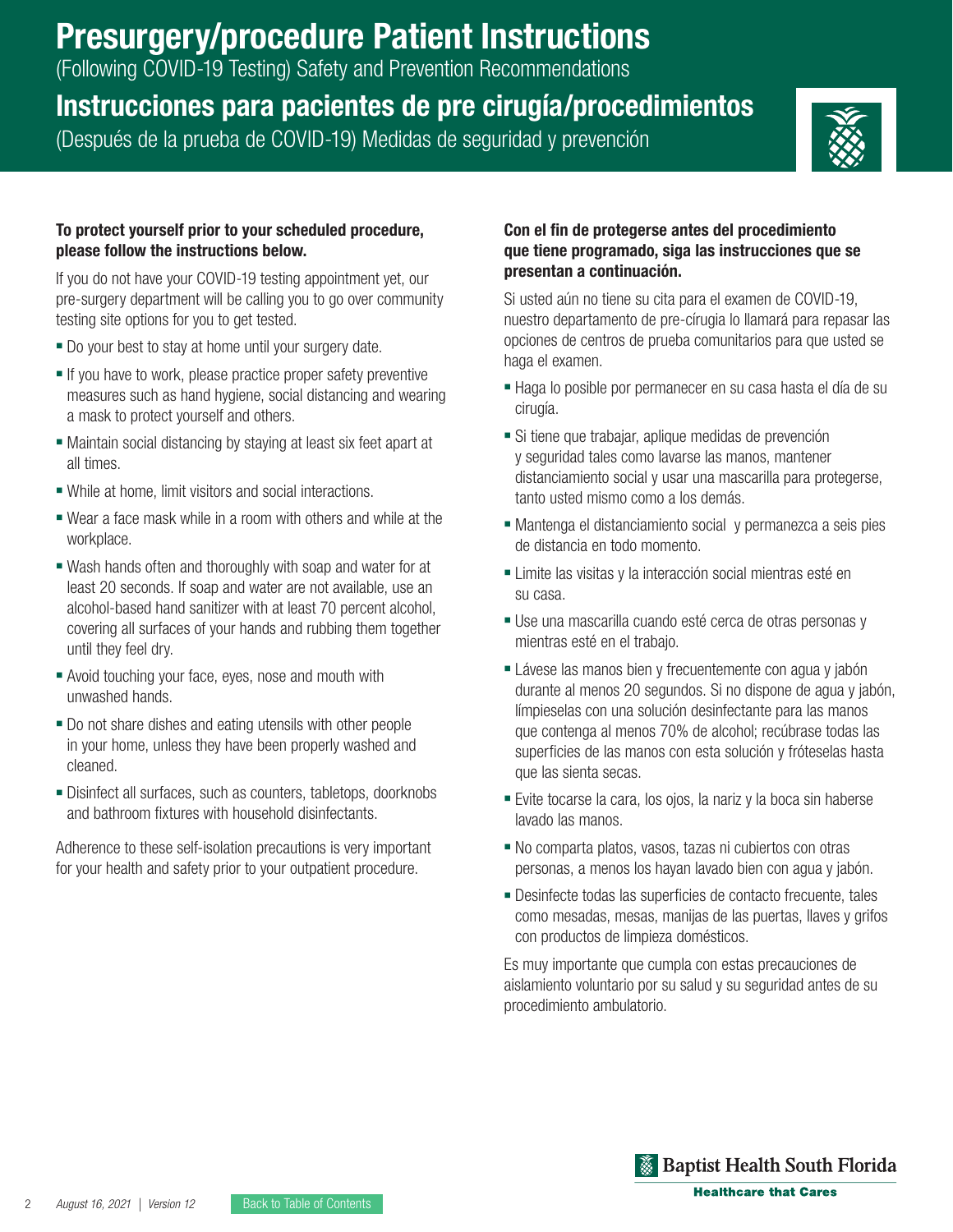# Presurgery/procedure Patient Instructions

(Following COVID-19 Testing) Safety and Prevention Recommendations

# Instrucciones para pacientes de pre cirugía/procedimientos

(Después de la prueba de COVID-19) Medidas de seguridad y prevención

**To protect yourself prior to your scheduled procedure, please follow the instructions below.**

If you do not have your COVID-19 testing appointment yet, our pre-surgery department will be calling you to go over community testing site options for you to get tested.

- Do your best to stay at home until your surgery date.
- If you have to work, please practice proper safety preventive measures such as hand hygiene, social distancing and wearing a mask to protect yourself and others.
- Maintain social distancing by staying at least six feet apart at all times.
- While at home, limit visitors and social interactions.
- Wear a face mask while in a room with others and while at the workplace.
- Wash hands often and thoroughly with soap and water for at least 20 seconds. If soap and water are not available, use an alcohol-based hand sanitizer with at least 70 percent alcohol, covering all surfaces of your hands and rubbing them together until they feel dry.
- Avoid touching your face, eyes, nose and mouth with unwashed hands.
- Do not share dishes and eating utensils with other people in your home, unless they have been properly washed and cleaned.
- Disinfect all surfaces, such as counters, tabletops, doorknobs and bathroom fixtures with household disinfectants.

Adherence to these self-isolation precautions is very important for your health and safety prior to your outpatient procedure.

**Con el fin de protegerse antes del procedimiento que tiene programado, siga las instrucciones que se presentan a continuación.**

Si usted aún no tiene su cita para el examen de COVID-19, nuestro departamento de pre-círugia lo llamará para repasar las opciones de centros de prueba comunitarios para que usted se haga el examen.

- Haga lo posible por permanecer en su casa hasta el día de su cirugía.
- Si tiene que trabajar, aplique medidas de prevención y seguridad tales como lavarse las manos, mantener distanciamiento social y usar una mascarilla para protegerse, tanto usted mismo como a los demás.
- Mantenga el distanciamiento social y permanezca a seis pies de distancia en todo momento.
- Limite las visitas y la interacción social mientras esté en su casa.
- Use una mascarilla cuando esté cerca de otras personas y mientras esté en el trabajo.
- Lávese las manos bien y frecuentemente con agua y jabón durante al menos 20 segundos. Si no dispone de agua y jabón, límpieselas con una solución desinfectante para las manos que contenga al menos 70% de alcohol; recúbrase todas las superficies de las manos con esta solución y fróteselas hasta que las sienta secas.
- Evite tocarse la cara, los ojos, la nariz y la boca sin haberse lavado las manos.
- No comparta platos, vasos, tazas ni cubiertos con otras personas, a menos los hayan lavado bien con agua y jabón.
- Desinfecte todas las superficies de contacto frecuente, tales como mesadas, mesas, manijas de las puertas, llaves y grifos con productos de limpieza domésticos.

Es muy importante que cumpla con estas precauciones de aislamiento voluntario por su salud y su seguridad antes de su procedimiento ambulatorio.

Baptist Health South Florida
**Healthcare that Cares**

*August 16, 2021 | Version 12*

Back to Table of Contents